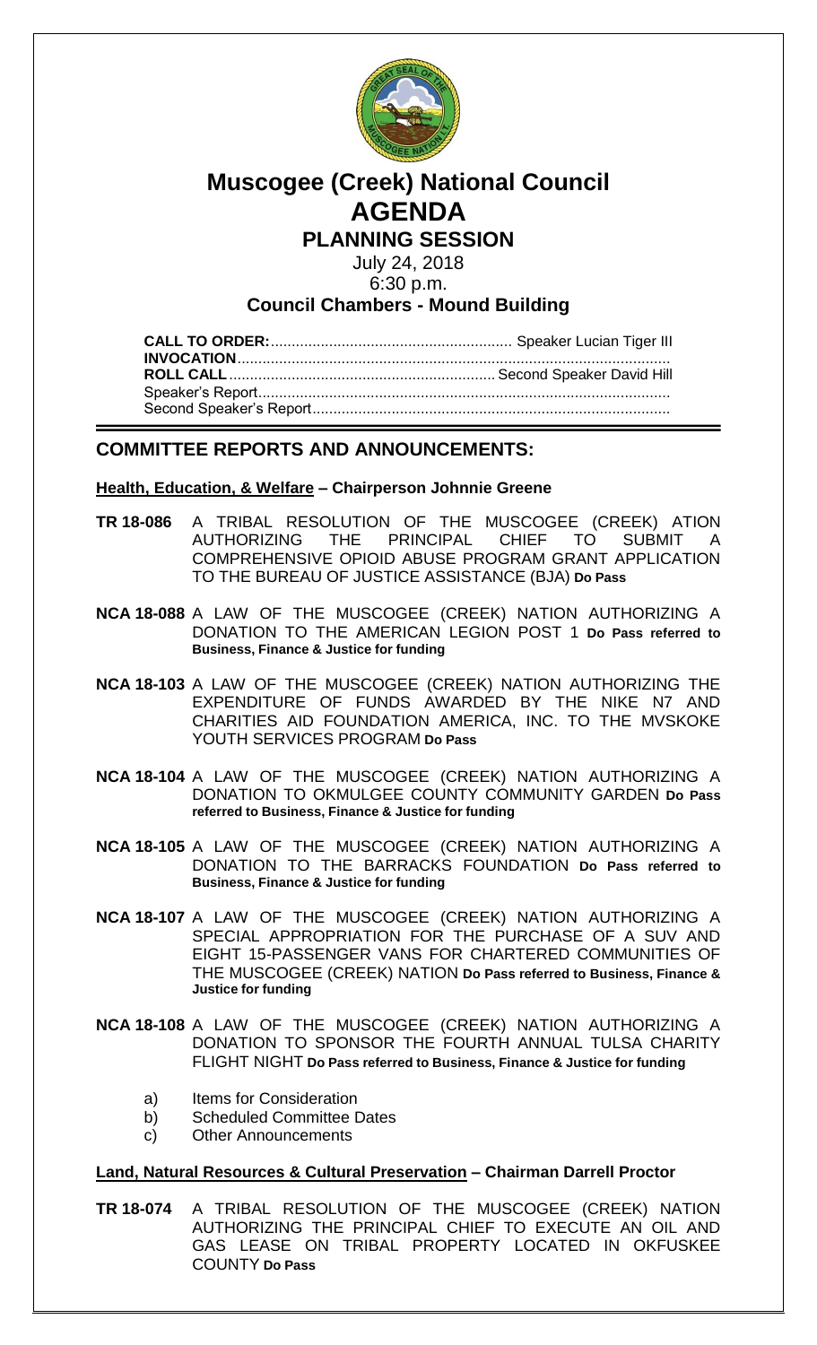# Muscogee (Creek) National Council
# AGENDA
## PLANNING SESSION

July 24, 2018
6:30 p.m.

### Council Chambers - Mound Building

**CALL TO ORDER:**............................................................ Speaker Lucian Tiger III
**INVOCATION**.......................................................................................................
**ROLL CALL**.................................................................. Second Speaker David Hill
Speaker's Report...................................................................................................
Second Speaker's Report......................................................................................

## COMMITTEE REPORTS AND ANNOUNCEMENTS:

**Health, Education, & Welfare – Chairperson Johnnie Greene**

**TR 18-086** A TRIBAL RESOLUTION OF THE MUSCOGEE (CREEK) ATION AUTHORIZING THE PRINCIPAL CHIEF TO SUBMIT A COMPREHENSIVE OPIOID ABUSE PROGRAM GRANT APPLICATION TO THE BUREAU OF JUSTICE ASSISTANCE (BJA) **Do Pass**

**NCA 18-088** A LAW OF THE MUSCOGEE (CREEK) NATION AUTHORIZING A DONATION TO THE AMERICAN LEGION POST 1 **Do Pass referred to Business, Finance & Justice for funding**

**NCA 18-103** A LAW OF THE MUSCOGEE (CREEK) NATION AUTHORIZING THE EXPENDITURE OF FUNDS AWARDED BY THE NIKE N7 AND CHARITIES AID FOUNDATION AMERICA, INC. TO THE MVSKOKE YOUTH SERVICES PROGRAM **Do Pass**

**NCA 18-104** A LAW OF THE MUSCOGEE (CREEK) NATION AUTHORIZING A DONATION TO OKMULGEE COUNTY COMMUNITY GARDEN **Do Pass referred to Business, Finance & Justice for funding**

**NCA 18-105** A LAW OF THE MUSCOGEE (CREEK) NATION AUTHORIZING A DONATION TO THE BARRACKS FOUNDATION **Do Pass referred to Business, Finance & Justice for funding**

**NCA 18-107** A LAW OF THE MUSCOGEE (CREEK) NATION AUTHORIZING A SPECIAL APPROPRIATION FOR THE PURCHASE OF A SUV AND EIGHT 15-PASSENGER VANS FOR CHARTERED COMMUNITIES OF THE MUSCOGEE (CREEK) NATION **Do Pass referred to Business, Finance & Justice for funding**

**NCA 18-108** A LAW OF THE MUSCOGEE (CREEK) NATION AUTHORIZING A DONATION TO SPONSOR THE FOURTH ANNUAL TULSA CHARITY FLIGHT NIGHT **Do Pass referred to Business, Finance & Justice for funding**

a) Items for Consideration
b) Scheduled Committee Dates
c) Other Announcements

**Land, Natural Resources & Cultural Preservation – Chairman Darrell Proctor**

**TR 18-074** A TRIBAL RESOLUTION OF THE MUSCOGEE (CREEK) NATION AUTHORIZING THE PRINCIPAL CHIEF TO EXECUTE AN OIL AND GAS LEASE ON TRIBAL PROPERTY LOCATED IN OKFUSKEE COUNTY **Do Pass**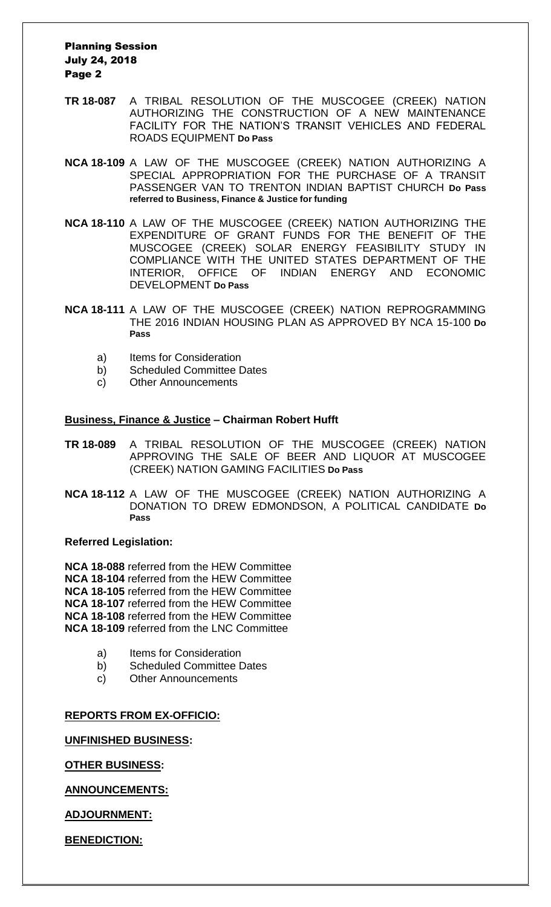**TR 18-087** A TRIBAL RESOLUTION OF THE MUSCOGEE (CREEK) NATION AUTHORIZING THE CONSTRUCTION OF A NEW MAINTENANCE FACILITY FOR THE NATION'S TRANSIT VEHICLES AND FEDERAL ROADS EQUIPMENT **Do Pass**

**NCA 18-109** A LAW OF THE MUSCOGEE (CREEK) NATION AUTHORIZING A SPECIAL APPROPRIATION FOR THE PURCHASE OF A TRANSIT PASSENGER VAN TO TRENTON INDIAN BAPTIST CHURCH **Do Pass referred to Business, Finance & Justice for funding**

**NCA 18-110** A LAW OF THE MUSCOGEE (CREEK) NATION AUTHORIZING THE EXPENDITURE OF GRANT FUNDS FOR THE BENEFIT OF THE MUSCOGEE (CREEK) SOLAR ENERGY FEASIBILITY STUDY IN COMPLIANCE WITH THE UNITED STATES DEPARTMENT OF THE INTERIOR, OFFICE OF INDIAN ENERGY AND ECONOMIC DEVELOPMENT **Do Pass**

**NCA 18-111** A LAW OF THE MUSCOGEE (CREEK) NATION REPROGRAMMING THE 2016 INDIAN HOUSING PLAN AS APPROVED BY NCA 15-100 **Do Pass**

a) Items for Consideration
b) Scheduled Committee Dates
c) Other Announcements

**Business, Finance & Justice – Chairman Robert Hufft**

**TR 18-089** A TRIBAL RESOLUTION OF THE MUSCOGEE (CREEK) NATION APPROVING THE SALE OF BEER AND LIQUOR AT MUSCOGEE (CREEK) NATION GAMING FACILITIES **Do Pass**

**NCA 18-112** A LAW OF THE MUSCOGEE (CREEK) NATION AUTHORIZING A DONATION TO DREW EDMONDSON, A POLITICAL CANDIDATE **Do Pass**

**Referred Legislation:**

**NCA 18-088** referred from the HEW Committee
**NCA 18-104** referred from the HEW Committee
**NCA 18-105** referred from the HEW Committee
**NCA 18-107** referred from the HEW Committee
**NCA 18-108** referred from the HEW Committee
**NCA 18-109** referred from the LNC Committee

a) Items for Consideration
b) Scheduled Committee Dates
c) Other Announcements

**REPORTS FROM EX-OFFICIO:**

**UNFINISHED BUSINESS:**

**OTHER BUSINESS:**

**ANNOUNCEMENTS:**

**ADJOURNMENT:**

**BENEDICTION:**